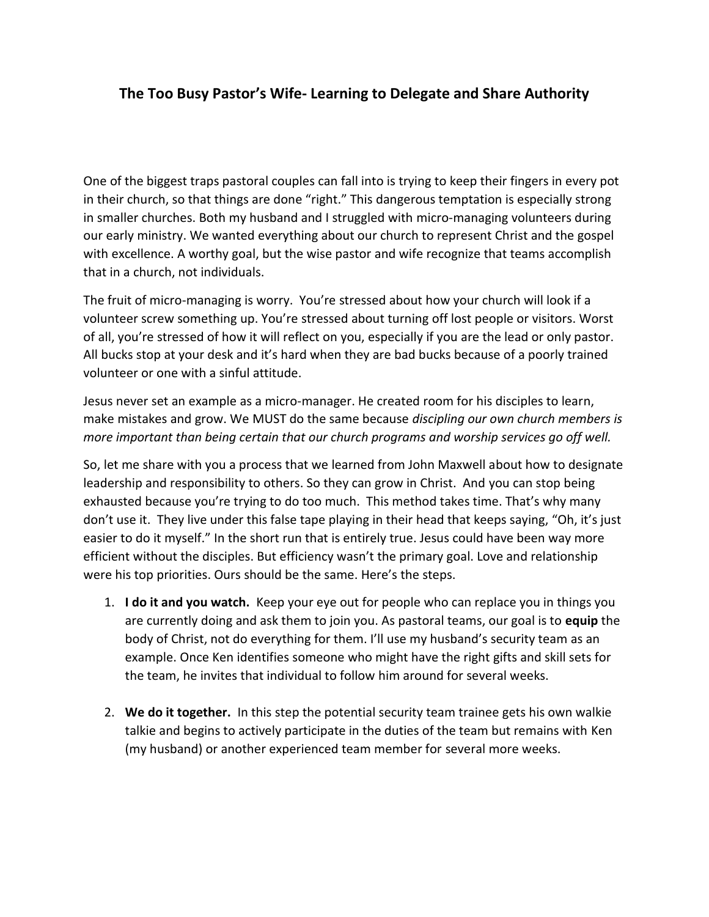# The Too Busy Pastor's Wife- Learning to Delegate and Share Authority

One of the biggest traps pastoral couples can fall into is trying to keep their fingers in every pot in their church, so that things are done "right." This dangerous temptation is especially strong in smaller churches. Both my husband and I struggled with micro-managing volunteers during our early ministry. We wanted everything about our church to represent Christ and the gospel with excellence. A worthy goal, but the wise pastor and wife recognize that teams accomplish that in a church, not individuals.

The fruit of micro-managing is worry. You're stressed about how your church will look if a volunteer screw something up. You're stressed about turning off lost people or visitors. Worst of all, you're stressed of how it will reflect on you, especially if you are the lead or only pastor. All bucks stop at your desk and it's hard when they are bad bucks because of a poorly trained volunteer or one with a sinful attitude.

Jesus never set an example as a micro-manager. He created room for his disciples to learn, make mistakes and grow. We MUST do the same because *discipling our own church members is more important than being certain that our church programs and worship services go off well.*

So, let me share with you a process that we learned from John Maxwell about how to designate leadership and responsibility to others. So they can grow in Christ. And you can stop being exhausted because you're trying to do too much. This method takes time. That's why many don't use it. They live under this false tape playing in their head that keeps saying, "Oh, it's just easier to do it myself." In the short run that is entirely true. Jesus could have been way more efficient without the disciples. But efficiency wasn't the primary goal. Love and relationship were his top priorities. Ours should be the same. Here's the steps.

1. **I do it and you watch.** Keep your eye out for people who can replace you in things you are currently doing and ask them to join you. As pastoral teams, our goal is to **equip** the body of Christ, not do everything for them. I'll use my husband's security team as an example. Once Ken identifies someone who might have the right gifts and skill sets for the team, he invites that individual to follow him around for several weeks.

2. **We do it together.** In this step the potential security team trainee gets his own walkie talkie and begins to actively participate in the duties of the team but remains with Ken (my husband) or another experienced team member for several more weeks.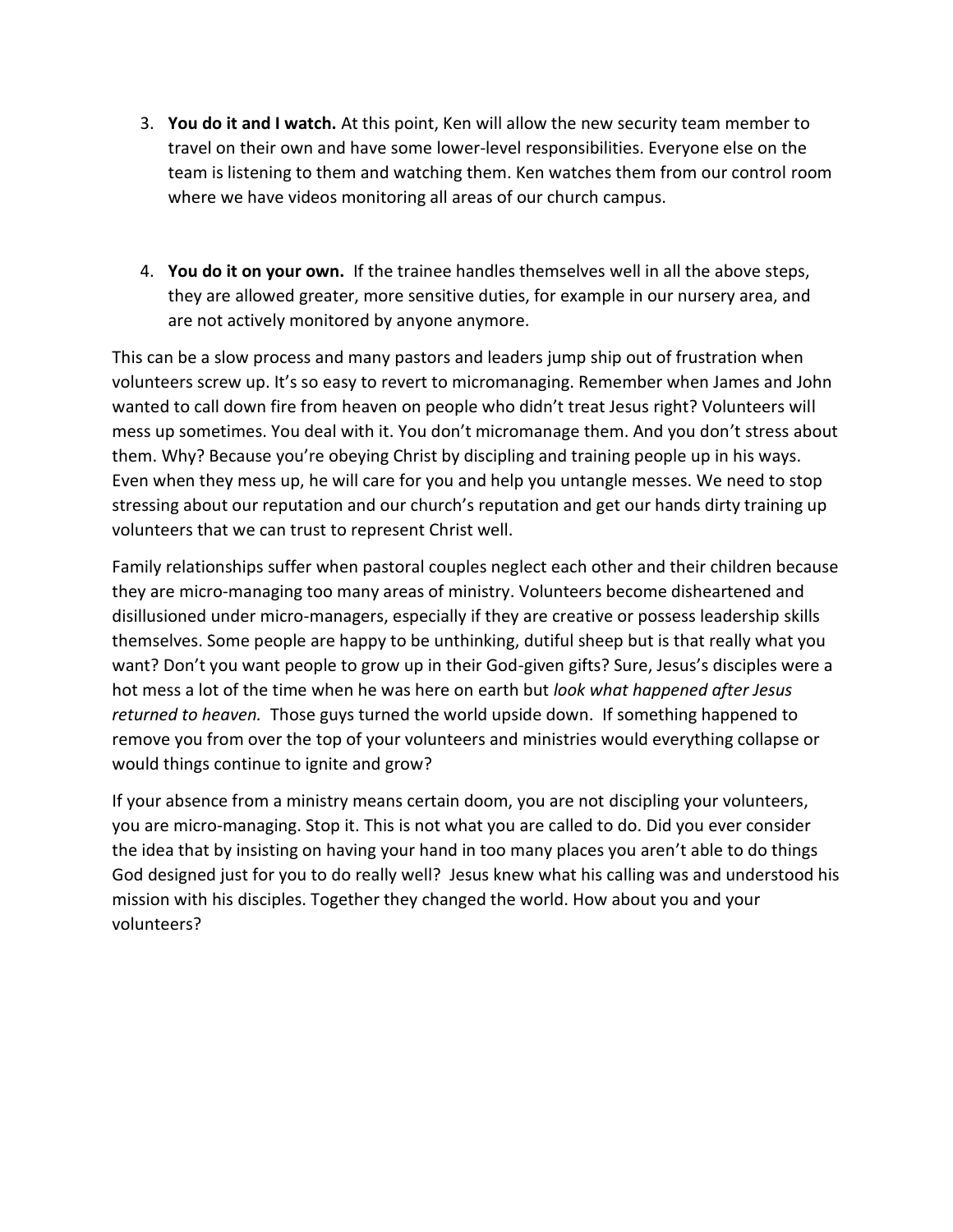3. **You do it and I watch.** At this point, Ken will allow the new security team member to travel on their own and have some lower-level responsibilities. Everyone else on the team is listening to them and watching them. Ken watches them from our control room where we have videos monitoring all areas of our church campus.

4. **You do it on your own.** If the trainee handles themselves well in all the above steps, they are allowed greater, more sensitive duties, for example in our nursery area, and are not actively monitored by anyone anymore.

This can be a slow process and many pastors and leaders jump ship out of frustration when volunteers screw up. It's so easy to revert to micromanaging. Remember when James and John wanted to call down fire from heaven on people who didn't treat Jesus right? Volunteers will mess up sometimes. You deal with it. You don't micromanage them. And you don't stress about them. Why? Because you're obeying Christ by discipling and training people up in his ways. Even when they mess up, he will care for you and help you untangle messes. We need to stop stressing about our reputation and our church's reputation and get our hands dirty training up volunteers that we can trust to represent Christ well.

Family relationships suffer when pastoral couples neglect each other and their children because they are micro-managing too many areas of ministry. Volunteers become disheartened and disillusioned under micro-managers, especially if they are creative or possess leadership skills themselves. Some people are happy to be unthinking, dutiful sheep but is that really what you want? Don't you want people to grow up in their God-given gifts? Sure, Jesus's disciples were a hot mess a lot of the time when he was here on earth but *look what happened after Jesus returned to heaven.* Those guys turned the world upside down. If something happened to remove you from over the top of your volunteers and ministries would everything collapse or would things continue to ignite and grow?

If your absence from a ministry means certain doom, you are not discipling your volunteers, you are micro-managing. Stop it. This is not what you are called to do. Did you ever consider the idea that by insisting on having your hand in too many places you aren't able to do things God designed just for you to do really well? Jesus knew what his calling was and understood his mission with his disciples. Together they changed the world. How about you and your volunteers?